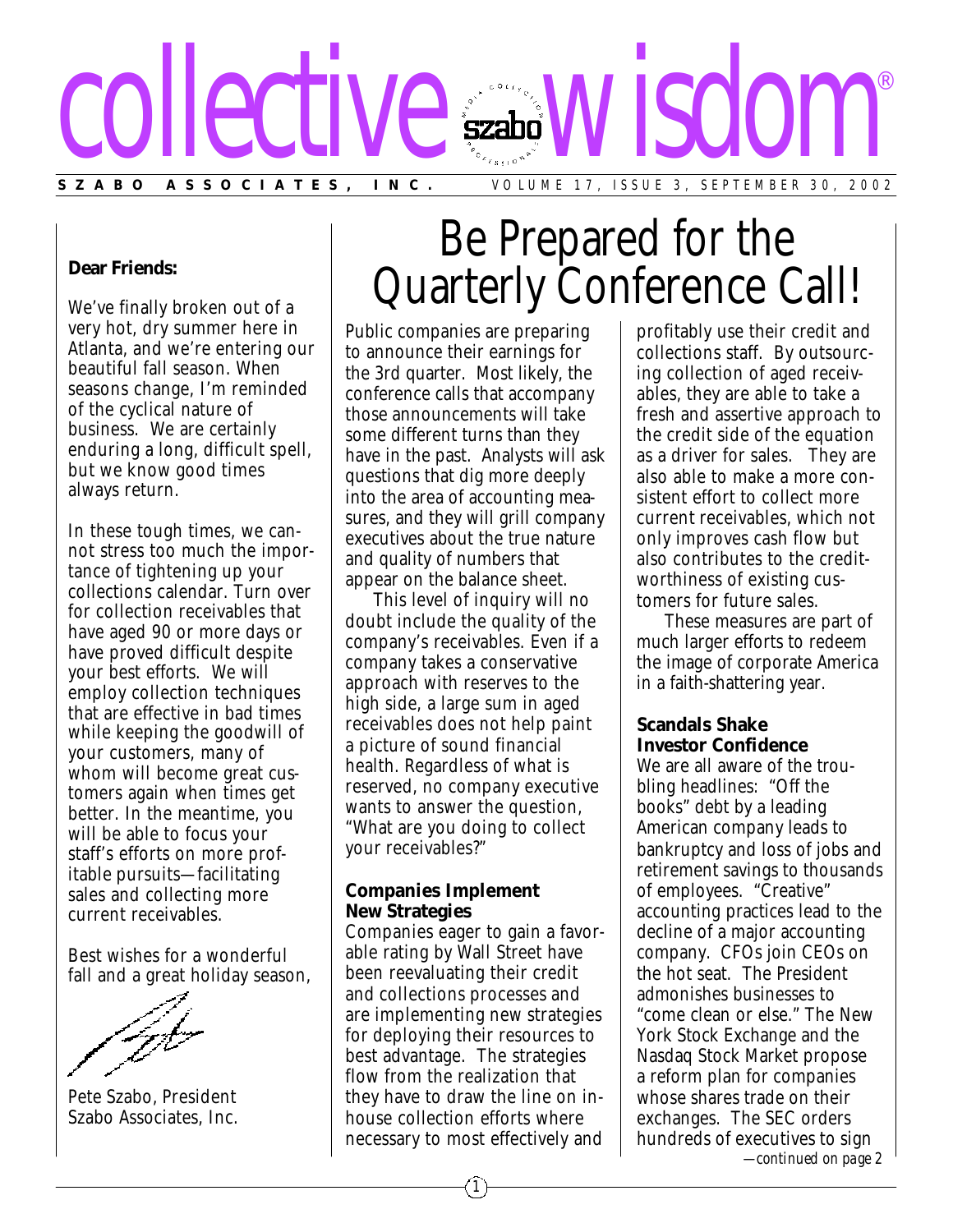# collective wisdom®

**SZABO ASSOCIATES, INC.** VOLUME 17, ISSUE 3, SEPTEMBER 30, 2002

**Dear Friends:**

We've finally broken out of a very hot, dry summer here in Atlanta, and we're entering our beautiful fall season. When seasons change, I'm reminded of the cyclical nature of business. We are certainly enduring a long, difficult spell, but we know good times always return.

In these tough times, we cannot stress too much the importance of tightening up your collections calendar. Turn over for collection receivables that have aged 90 or more days or have proved difficult despite your best efforts. We will employ collection techniques that are effective in bad times while keeping the goodwill of your customers, many of whom will become great customers again when times get better. In the meantime, you will be able to focus your staff's efforts on more profitable pursuits—facilitating sales and collecting more current receivables.

Best wishes for a wonderful fall and a great holiday season,

Pete Szabo, President
Szabo Associates, Inc.

# Be Prepared for the Quarterly Conference Call!

Public companies are preparing to announce their earnings for the 3rd quarter. Most likely, the conference calls that accompany those announcements will take some different turns than they have in the past. Analysts will ask questions that dig more deeply into the area of accounting measures, and they will grill company executives about the true nature and quality of numbers that appear on the balance sheet.

This level of inquiry will no doubt include the quality of the company's receivables. Even if a company takes a conservative approach with reserves to the high side, a large sum in aged receivables does not help paint a picture of sound financial health. Regardless of what is reserved, no company executive wants to answer the question, "What are you doing to collect your receivables?"

**Companies Implement New Strategies**

Companies eager to gain a favorable rating by Wall Street have been reevaluating their credit and collections processes and are implementing new strategies for deploying their resources to best advantage. The strategies flow from the realization that they have to draw the line on in-house collection efforts where necessary to most effectively and profitably use their credit and collections staff. By outsourcing collection of aged receivables, they are able to take a fresh and assertive approach to the credit side of the equation as a driver for sales. They are also able to make a more consistent effort to collect more current receivables, which not only improves cash flow but also contributes to the creditworthiness of existing customers for future sales.

These measures are part of much larger efforts to redeem the image of corporate America in a faith-shattering year.

**Scandals Shake Investor Confidence**

We are all aware of the troubling headlines: "Off the books" debt by a leading American company leads to bankruptcy and loss of jobs and retirement savings to thousands of employees. "Creative" accounting practices lead to the decline of a major accounting company. CFOs join CEOs on the hot seat. The President admonishes businesses to "come clean or else." The New York Stock Exchange and the Nasdaq Stock Market propose a reform plan for companies whose shares trade on their exchanges. The SEC orders hundreds of executives to sign

*—continued on page 2*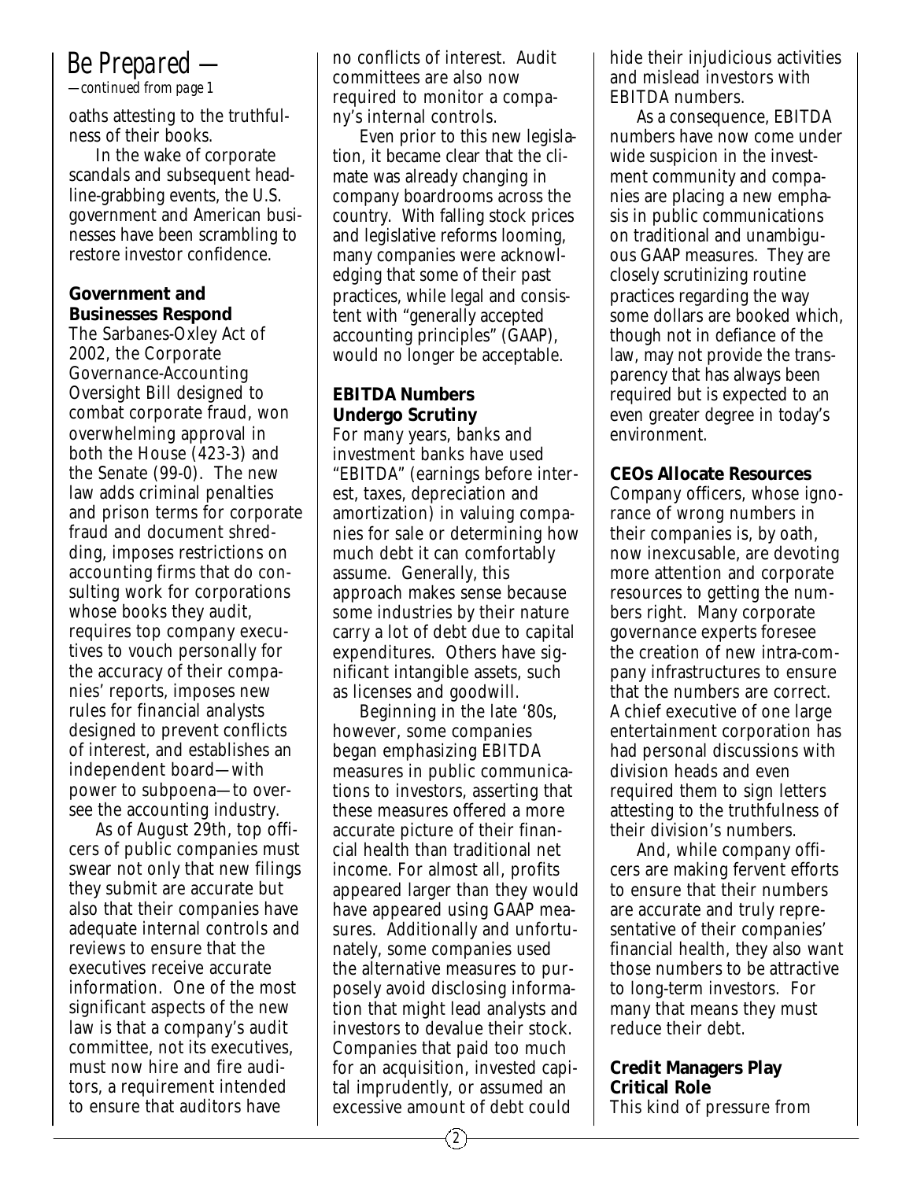# Be Prepared —

*—continued from page 1*

oaths attesting to the truthfulness of their books.

In the wake of corporate scandals and subsequent headline-grabbing events, the U.S. government and American businesses have been scrambling to restore investor confidence.

**Government and Businesses Respond**

The Sarbanes-Oxley Act of 2002, the Corporate Governance-Accounting Oversight Bill designed to combat corporate fraud, won overwhelming approval in both the House (423-3) and the Senate (99-0). The new law adds criminal penalties and prison terms for corporate fraud and document shredding, imposes restrictions on accounting firms that do consulting work for corporations whose books they audit, requires top company executives to vouch personally for the accuracy of their companies' reports, imposes new rules for financial analysts designed to prevent conflicts of interest, and establishes an independent board—with power to subpoena—to oversee the accounting industry.

As of August 29th, top officers of public companies must swear not only that new filings they submit are accurate but also that their companies have adequate internal controls and reviews to ensure that the executives receive accurate information. One of the most significant aspects of the new law is that a company's audit committee, not its executives, must now hire and fire auditors, a requirement intended to ensure that auditors have no conflicts of interest. Audit committees are also now required to monitor a company's internal controls.

Even prior to this new legislation, it became clear that the climate was already changing in company boardrooms across the country. With falling stock prices and legislative reforms looming, many companies were acknowledging that some of their past practices, while legal and consistent with "generally accepted accounting principles" (GAAP), would no longer be acceptable.

**EBITDA Numbers Undergo Scrutiny**

For many years, banks and investment banks have used "EBITDA" (earnings before interest, taxes, depreciation and amortization) in valuing companies for sale or determining how much debt it can comfortably assume. Generally, this approach makes sense because some industries by their nature carry a lot of debt due to capital expenditures. Others have significant intangible assets, such as licenses and goodwill.

Beginning in the late '80s, however, some companies began emphasizing EBITDA measures in public communications to investors, asserting that these measures offered a more accurate picture of their financial health than traditional net income. For almost all, profits appeared larger than they would have appeared using GAAP measures. Additionally and unfortunately, some companies used the alternative measures to purposely avoid disclosing information that might lead analysts and investors to devalue their stock. Companies that paid too much for an acquisition, invested capital imprudently, or assumed an excessive amount of debt could hide their injudicious activities and mislead investors with EBITDA numbers.

As a consequence, EBITDA numbers have now come under wide suspicion in the investment community and companies are placing a new emphasis in public communications on traditional and unambiguous GAAP measures. They are closely scrutinizing routine practices regarding the way some dollars are booked which, though not in defiance of the law, may not provide the transparency that has always been required but is expected to an even greater degree in today's environment.

**CEOs Allocate Resources**

Company officers, whose ignorance of wrong numbers in their companies is, by oath, now inexcusable, are devoting more attention and corporate resources to getting the numbers right. Many corporate governance experts foresee the creation of new intra-company infrastructures to ensure that the numbers are correct. A chief executive of one large entertainment corporation has had personal discussions with division heads and even required them to sign letters attesting to the truthfulness of their division's numbers.

And, while company officers are making fervent efforts to ensure that their numbers are accurate and truly representative of their companies' financial health, they also want those numbers to be attractive to long-term investors. For many that means they must reduce their debt.

**Credit Managers Play Critical Role**

This kind of pressure from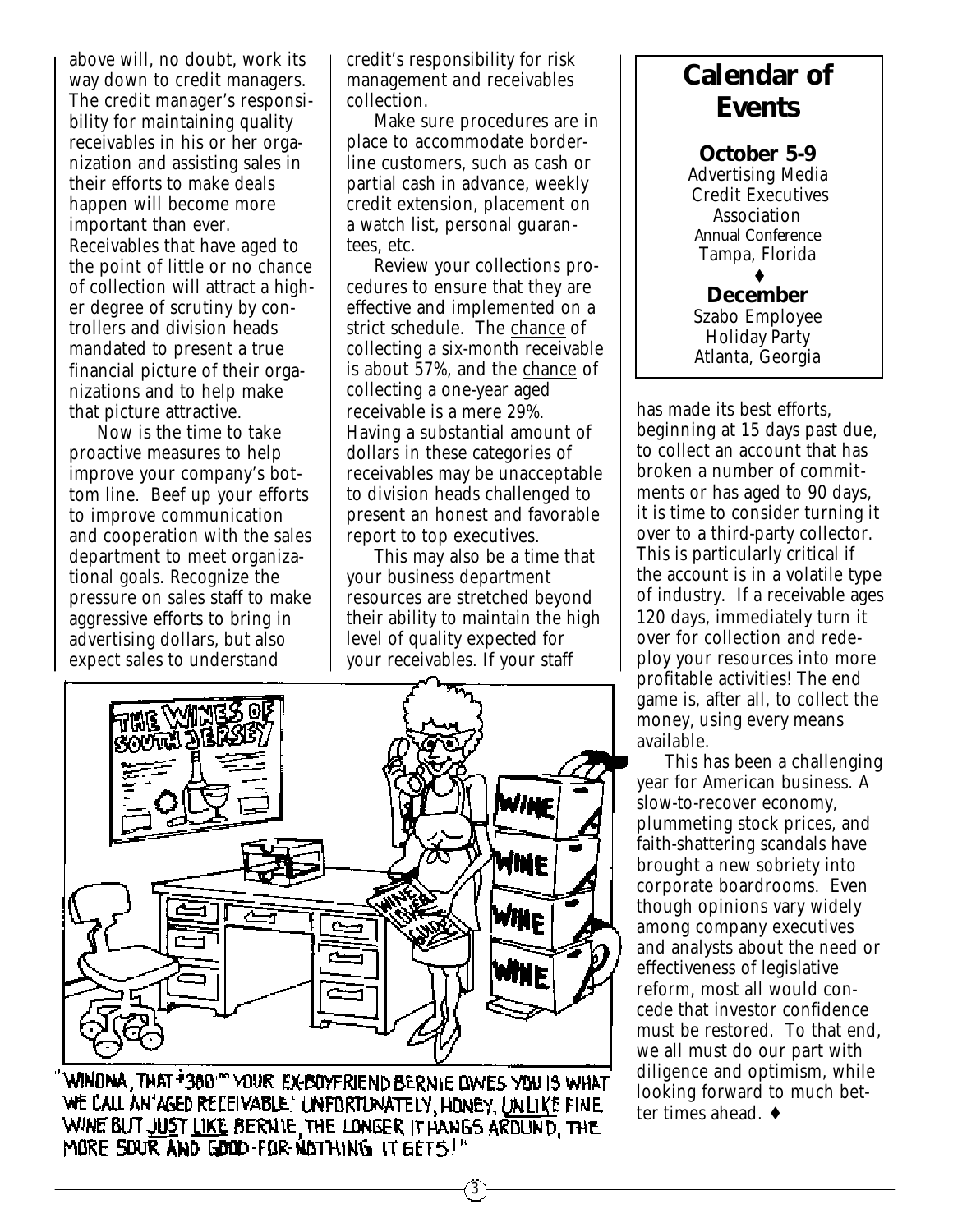above will, no doubt, work its way down to credit managers. The credit manager's responsibility for maintaining quality receivables in his or her organization and assisting sales in their efforts to make deals happen will become more important than ever. Receivables that have aged to the point of little or no chance of collection will attract a higher degree of scrutiny by controllers and division heads mandated to present a true financial picture of their organizations and to help make that picture attractive.

Now is the time to take proactive measures to help improve your company's bottom line. Beef up your efforts to improve communication and cooperation with the sales department to meet organizational goals. Recognize the pressure on sales staff to make aggressive efforts to bring in advertising dollars, but also expect sales to understand credit's responsibility for risk management and receivables collection.

Make sure procedures are in place to accommodate borderline customers, such as cash or partial cash in advance, weekly credit extension, placement on a watch list, personal guarantees, etc.

Review your collections procedures to ensure that they are effective and implemented on a strict schedule. The chance of collecting a six-month receivable is about 57%, and the chance of collecting a one-year aged receivable is a mere 29%. Having a substantial amount of dollars in these categories of receivables may be unacceptable to division heads challenged to present an honest and favorable report to top executives.

This may also be a time that your business department resources are stretched beyond their ability to maintain the high level of quality expected for your receivables. If your staff has made its best efforts, beginning at 15 days past due, to collect an account that has broken a number of commitments or has aged to 90 days, it is time to consider turning it over to a third-party collector. This is particularly critical if the account is in a volatile type of industry. If a receivable ages 120 days, immediately turn it over for collection and redeploy your resources into more profitable activities! The end game is, after all, to collect the money, using every means available.

This has been a challenging year for American business. A slow-to-recover economy, plummeting stock prices, and faith-shattering scandals have brought a new sobriety into corporate boardrooms. Even though opinions vary widely among company executives and analysts about the need or effectiveness of legislative reform, most all would concede that investor confidence must be restored. To that end, we all must do our part with diligence and optimism, while looking forward to much better times ahead. ♦

"WINONA, THAT $300.00 YOUR EX-BOYFRIEND BERNIE OWES YOU IS WHAT WE CALL AN 'AGED RECEIVABLE.' UNFORTUNATELY, HONEY, UNLIKE FINE WINE BUT JUST LIKE BERNIE, THE LONGER IT HANGS AROUND, THE MORE SOUR AND GOOD-FOR-NOTHING IT GETS!"

## Calendar of Events

**October 5-9**
Advertising Media Credit Executives Association
Annual Conference
Tampa, Florida

♦

**December**
Szabo Employee Holiday Party
Atlanta, Georgia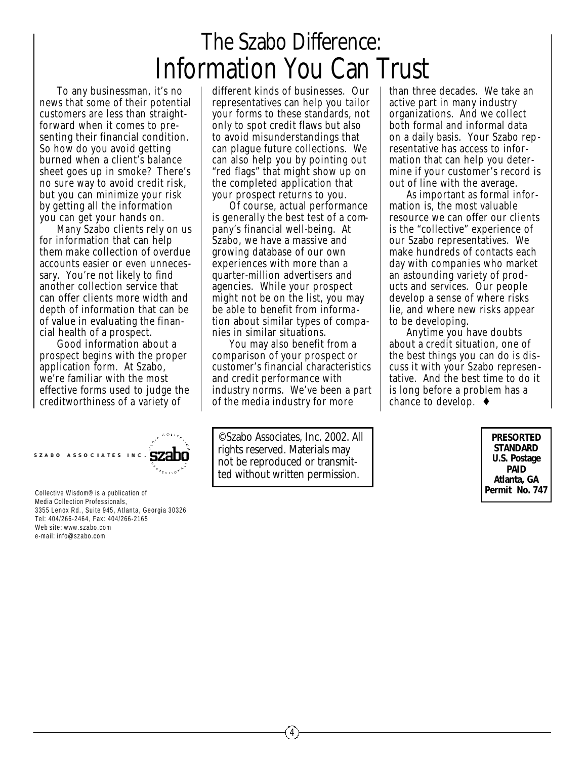# The Szabo Difference: Information You Can Trust

To any businessman, it's no news that some of their potential customers are less than straightforward when it comes to presenting their financial condition. So how do you avoid getting burned when a client's balance sheet goes up in smoke? There's no sure way to avoid credit risk, but you can minimize your risk by getting all the information you can get your hands on.

Many Szabo clients rely on us for information that can help them make collection of overdue accounts easier or even unnecessary. You're not likely to find another collection service that can offer clients more width and depth of information that can be of value in evaluating the financial health of a prospect.

Good information about a prospect begins with the proper application form. At Szabo, we're familiar with the most effective forms used to judge the creditworthiness of a variety of different kinds of businesses. Our representatives can help you tailor your forms to these standards, not only to spot credit flaws but also to avoid misunderstandings that can plague future collections. We can also help you by pointing out "red flags" that might show up on the completed application that your prospect returns to you.

Of course, actual performance is generally the best test of a company's financial well-being. At Szabo, we have a massive and growing database of our own experiences with more than a quarter-million advertisers and agencies. While your prospect might not be on the list, you may be able to benefit from information about similar types of companies in similar situations.

You may also benefit from a comparison of your prospect or customer's financial characteristics and credit performance with industry norms. We've been a part of the media industry for more than three decades. We take an active part in many industry organizations. And we collect both formal and informal data on a daily basis. Your Szabo representative has access to information that can help you determine if your customer's record is out of line with the average.

As important as formal information is, the most valuable resource we can offer our clients is the "collective" experience of our Szabo representatives. We make hundreds of contacts each day with companies who market an astounding variety of products and services. Our people develop a sense of where risks lie, and where new risks appear to be developing.

Anytime you have doubts about a credit situation, one of the best things you can do is discuss it with your Szabo representative. And the best time to do it is long before a problem has a chance to develop. ♦

SZABO ASSOCIATES INC. szabo MEDIA COLLECTION PROFESSIONALS

Collective Wisdom® is a publication of
Media Collection Professionals,
3355 Lenox Rd., Suite 945, Atlanta, Georgia 30326
Tel: 404/266-2464, Fax: 404/266-2165
Web site: www.szabo.com
e-mail: info@szabo.com

©Szabo Associates, Inc. 2002. All rights reserved. Materials may not be reproduced or transmitted without written permission.

**PRESORTED**
**STANDARD**
**U.S. Postage**
**PAID**
**Atlanta, GA**
**Permit No. 747**